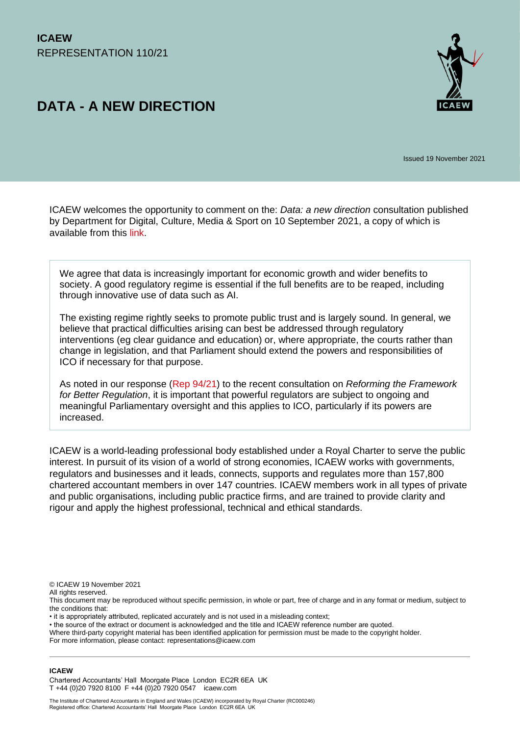**ICAEW**
REPRESENTATION 110/21

# DATA - A NEW DIRECTION

Issued 19 November 2021

ICAEW welcomes the opportunity to comment on the: *Data: a new direction* consultation published by Department for Digital, Culture, Media & Sport on 10 September 2021, a copy of which is available from this link.

> We agree that data is increasingly important for economic growth and wider benefits to society. A good regulatory regime is essential if the full benefits are to be reaped, including through innovative use of data such as AI.
>
> The existing regime rightly seeks to promote public trust and is largely sound. In general, we believe that practical difficulties arising can best be addressed through regulatory interventions (eg clear guidance and education) or, where appropriate, the courts rather than change in legislation, and that Parliament should extend the powers and responsibilities of ICO if necessary for that purpose.
>
> As noted in our response (Rep 94/21) to the recent consultation on *Reforming the Framework for Better Regulation*, it is important that powerful regulators are subject to ongoing and meaningful Parliamentary oversight and this applies to ICO, particularly if its powers are increased.

ICAEW is a world-leading professional body established under a Royal Charter to serve the public interest. In pursuit of its vision of a world of strong economies, ICAEW works with governments, regulators and businesses and it leads, connects, supports and regulates more than 157,800 chartered accountant members in over 147 countries. ICAEW members work in all types of private and public organisations, including public practice firms, and are trained to provide clarity and rigour and apply the highest professional, technical and ethical standards.

© ICAEW 19 November 2021
All rights reserved.
This document may be reproduced without specific permission, in whole or part, free of charge and in any format or medium, subject to the conditions that:
• it is appropriately attributed, replicated accurately and is not used in a misleading context;
• the source of the extract or document is acknowledged and the title and ICAEW reference number are quoted.
Where third-party copyright material has been identified application for permission must be made to the copyright holder.
For more information, please contact: representations@icaew.com

**ICAEW**
Chartered Accountants' Hall Moorgate Place London EC2R 6EA UK
T +44 (0)20 7920 8100 F +44 (0)20 7920 0547 icaew.com

The Institute of Chartered Accountants in England and Wales (ICAEW) incorporated by Royal Charter (RC000246)
Registered office: Chartered Accountants' Hall Moorgate Place London EC2R 6EA UK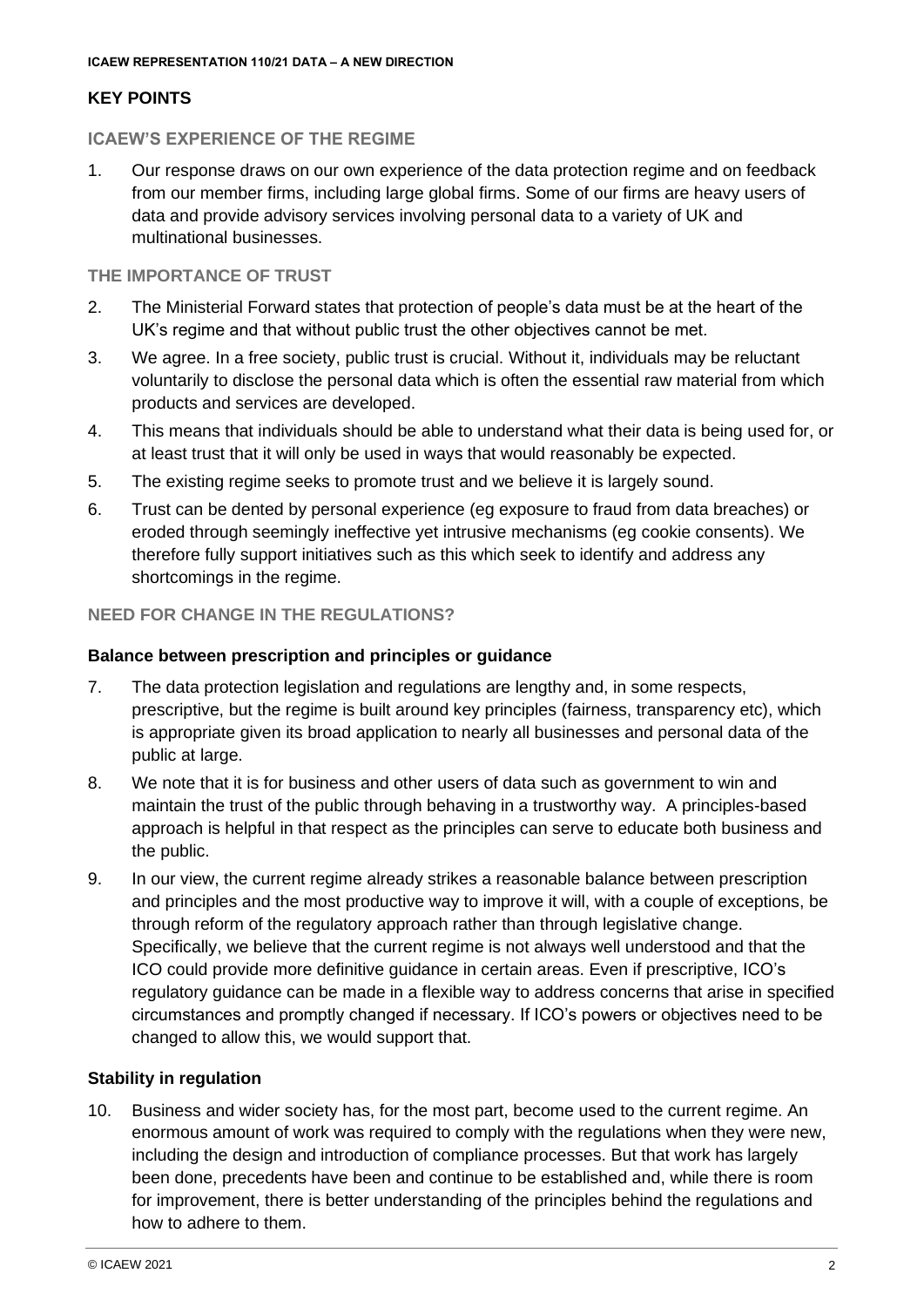## KEY POINTS

### ICAEW'S EXPERIENCE OF THE REGIME

1. Our response draws on our own experience of the data protection regime and on feedback from our member firms, including large global firms. Some of our firms are heavy users of data and provide advisory services involving personal data to a variety of UK and multinational businesses.

### THE IMPORTANCE OF TRUST

2. The Ministerial Forward states that protection of people's data must be at the heart of the UK's regime and that without public trust the other objectives cannot be met.
3. We agree. In a free society, public trust is crucial. Without it, individuals may be reluctant voluntarily to disclose the personal data which is often the essential raw material from which products and services are developed.
4. This means that individuals should be able to understand what their data is being used for, or at least trust that it will only be used in ways that would reasonably be expected.
5. The existing regime seeks to promote trust and we believe it is largely sound.
6. Trust can be dented by personal experience (eg exposure to fraud from data breaches) or eroded through seemingly ineffective yet intrusive mechanisms (eg cookie consents). We therefore fully support initiatives such as this which seek to identify and address any shortcomings in the regime.

### NEED FOR CHANGE IN THE REGULATIONS?

#### Balance between prescription and principles or guidance

7. The data protection legislation and regulations are lengthy and, in some respects, prescriptive, but the regime is built around key principles (fairness, transparency etc), which is appropriate given its broad application to nearly all businesses and personal data of the public at large.
8. We note that it is for business and other users of data such as government to win and maintain the trust of the public through behaving in a trustworthy way. A principles-based approach is helpful in that respect as the principles can serve to educate both business and the public.
9. In our view, the current regime already strikes a reasonable balance between prescription and principles and the most productive way to improve it will, with a couple of exceptions, be through reform of the regulatory approach rather than through legislative change. Specifically, we believe that the current regime is not always well understood and that the ICO could provide more definitive guidance in certain areas. Even if prescriptive, ICO's regulatory guidance can be made in a flexible way to address concerns that arise in specified circumstances and promptly changed if necessary. If ICO's powers or objectives need to be changed to allow this, we would support that.

#### Stability in regulation

10. Business and wider society has, for the most part, become used to the current regime. An enormous amount of work was required to comply with the regulations when they were new, including the design and introduction of compliance processes. But that work has largely been done, precedents have been and continue to be established and, while there is room for improvement, there is better understanding of the principles behind the regulations and how to adhere to them.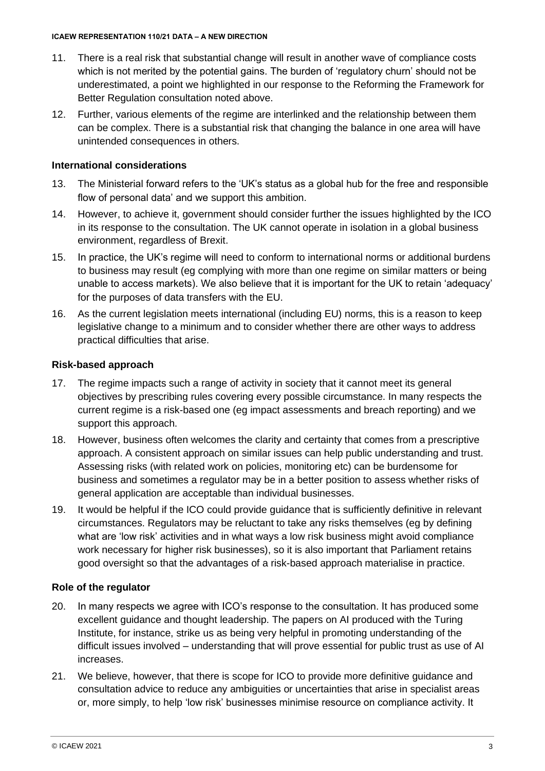11. There is a real risk that substantial change will result in another wave of compliance costs which is not merited by the potential gains. The burden of 'regulatory churn' should not be underestimated, a point we highlighted in our response to the Reforming the Framework for Better Regulation consultation noted above.

12. Further, various elements of the regime are interlinked and the relationship between them can be complex. There is a substantial risk that changing the balance in one area will have unintended consequences in others.

### International considerations

13. The Ministerial forward refers to the 'UK's status as a global hub for the free and responsible flow of personal data' and we support this ambition.

14. However, to achieve it, government should consider further the issues highlighted by the ICO in its response to the consultation. The UK cannot operate in isolation in a global business environment, regardless of Brexit.

15. In practice, the UK's regime will need to conform to international norms or additional burdens to business may result (eg complying with more than one regime on similar matters or being unable to access markets). We also believe that it is important for the UK to retain 'adequacy' for the purposes of data transfers with the EU.

16. As the current legislation meets international (including EU) norms, this is a reason to keep legislative change to a minimum and to consider whether there are other ways to address practical difficulties that arise.

### Risk-based approach

17. The regime impacts such a range of activity in society that it cannot meet its general objectives by prescribing rules covering every possible circumstance. In many respects the current regime is a risk-based one (eg impact assessments and breach reporting) and we support this approach.

18. However, business often welcomes the clarity and certainty that comes from a prescriptive approach. A consistent approach on similar issues can help public understanding and trust. Assessing risks (with related work on policies, monitoring etc) can be burdensome for business and sometimes a regulator may be in a better position to assess whether risks of general application are acceptable than individual businesses.

19. It would be helpful if the ICO could provide guidance that is sufficiently definitive in relevant circumstances. Regulators may be reluctant to take any risks themselves (eg by defining what are 'low risk' activities and in what ways a low risk business might avoid compliance work necessary for higher risk businesses), so it is also important that Parliament retains good oversight so that the advantages of a risk-based approach materialise in practice.

### Role of the regulator

20. In many respects we agree with ICO's response to the consultation. It has produced some excellent guidance and thought leadership. The papers on AI produced with the Turing Institute, for instance, strike us as being very helpful in promoting understanding of the difficult issues involved – understanding that will prove essential for public trust as use of AI increases.

21. We believe, however, that there is scope for ICO to provide more definitive guidance and consultation advice to reduce any ambiguities or uncertainties that arise in specialist areas or, more simply, to help 'low risk' businesses minimise resource on compliance activity. It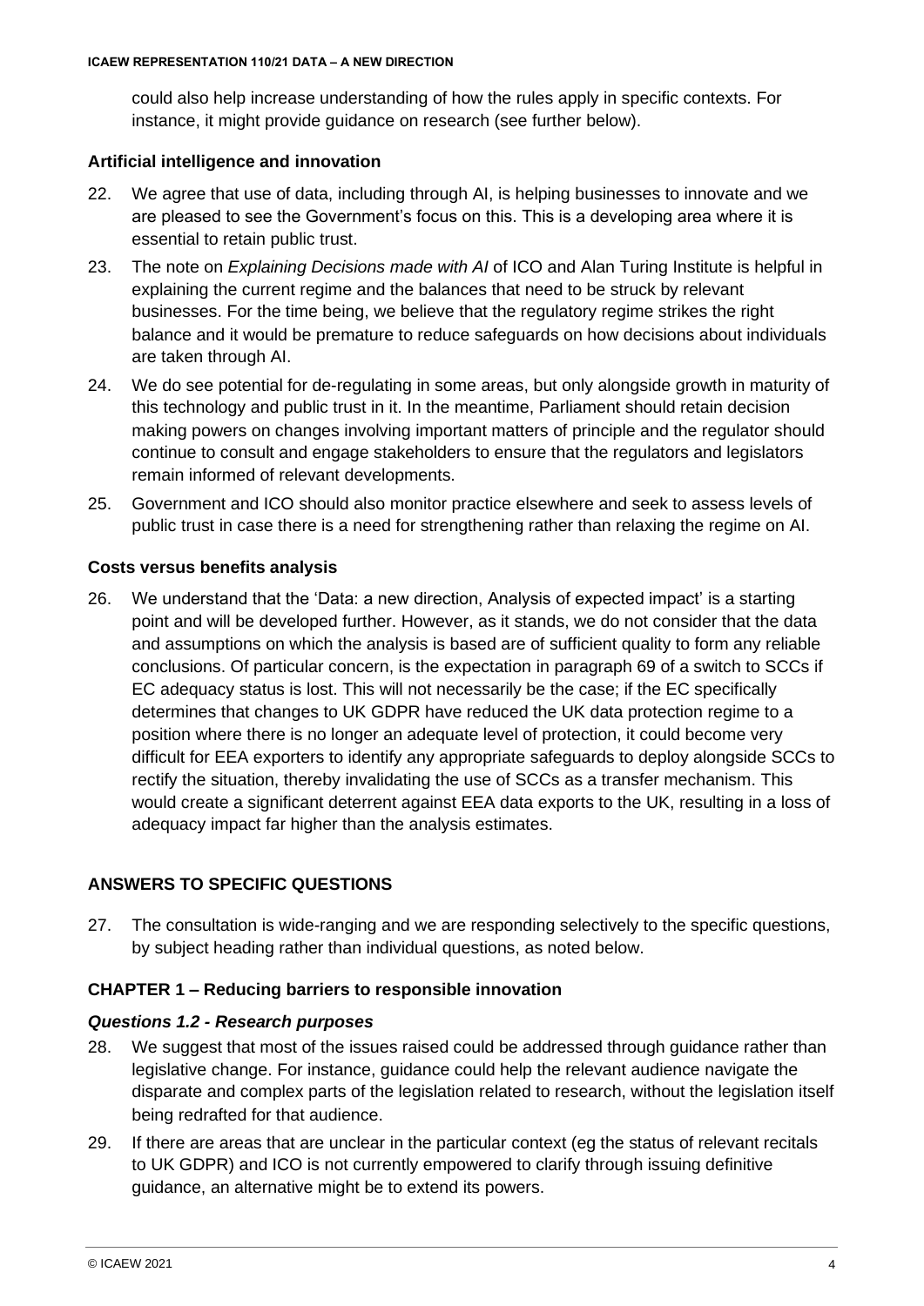could also help increase understanding of how the rules apply in specific contexts. For instance, it might provide guidance on research (see further below).

### Artificial intelligence and innovation

22. We agree that use of data, including through AI, is helping businesses to innovate and we are pleased to see the Government's focus on this. This is a developing area where it is essential to retain public trust.
23. The note on *Explaining Decisions made with AI* of ICO and Alan Turing Institute is helpful in explaining the current regime and the balances that need to be struck by relevant businesses. For the time being, we believe that the regulatory regime strikes the right balance and it would be premature to reduce safeguards on how decisions about individuals are taken through AI.
24. We do see potential for de-regulating in some areas, but only alongside growth in maturity of this technology and public trust in it. In the meantime, Parliament should retain decision making powers on changes involving important matters of principle and the regulator should continue to consult and engage stakeholders to ensure that the regulators and legislators remain informed of relevant developments.
25. Government and ICO should also monitor practice elsewhere and seek to assess levels of public trust in case there is a need for strengthening rather than relaxing the regime on AI.

### Costs versus benefits analysis

26. We understand that the 'Data: a new direction, Analysis of expected impact' is a starting point and will be developed further. However, as it stands, we do not consider that the data and assumptions on which the analysis is based are of sufficient quality to form any reliable conclusions. Of particular concern, is the expectation in paragraph 69 of a switch to SCCs if EC adequacy status is lost. This will not necessarily be the case; if the EC specifically determines that changes to UK GDPR have reduced the UK data protection regime to a position where there is no longer an adequate level of protection, it could become very difficult for EEA exporters to identify any appropriate safeguards to deploy alongside SCCs to rectify the situation, thereby invalidating the use of SCCs as a transfer mechanism. This would create a significant deterrent against EEA data exports to the UK, resulting in a loss of adequacy impact far higher than the analysis estimates.

## ANSWERS TO SPECIFIC QUESTIONS

27. The consultation is wide-ranging and we are responding selectively to the specific questions, by subject heading rather than individual questions, as noted below.

### CHAPTER 1 – Reducing barriers to responsible innovation

#### *Questions 1.2 - Research purposes*

28. We suggest that most of the issues raised could be addressed through guidance rather than legislative change. For instance, guidance could help the relevant audience navigate the disparate and complex parts of the legislation related to research, without the legislation itself being redrafted for that audience.
29. If there are areas that are unclear in the particular context (eg the status of relevant recitals to UK GDPR) and ICO is not currently empowered to clarify through issuing definitive guidance, an alternative might be to extend its powers.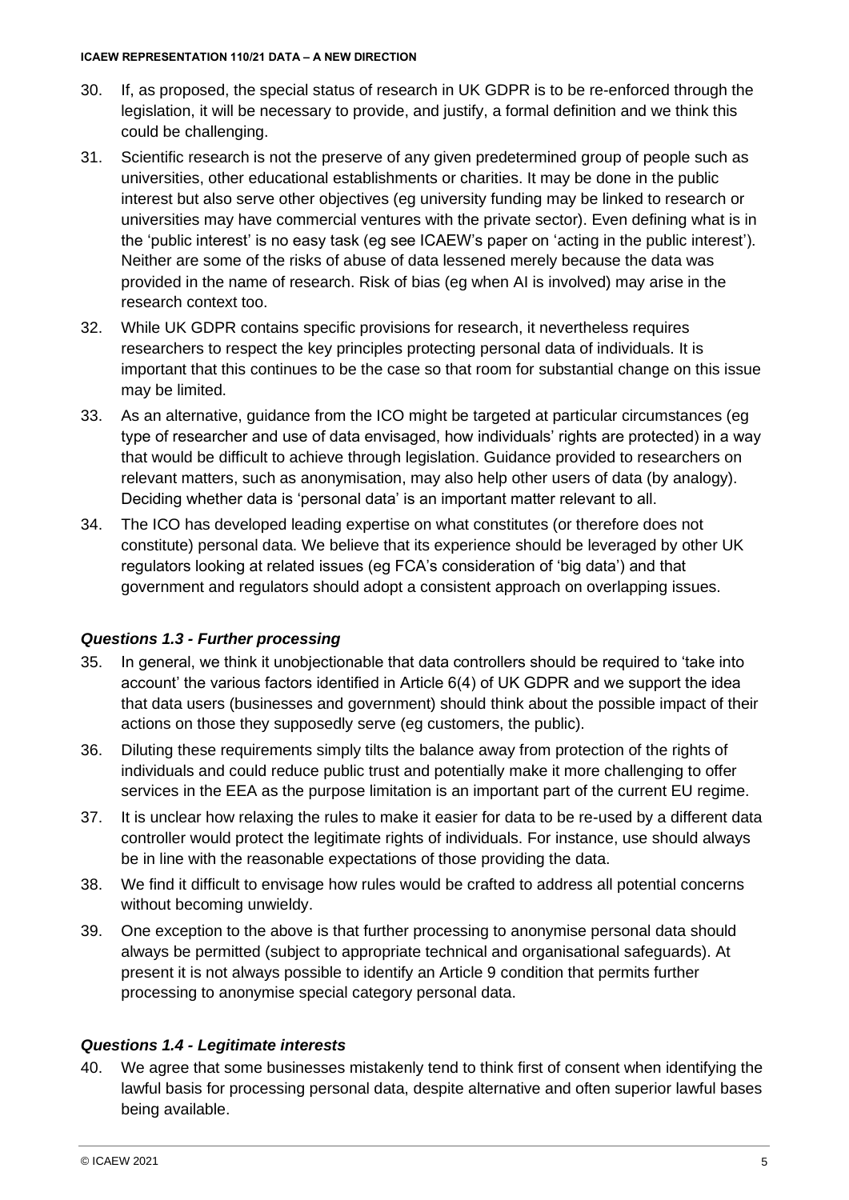30. If, as proposed, the special status of research in UK GDPR is to be re-enforced through the legislation, it will be necessary to provide, and justify, a formal definition and we think this could be challenging.

31. Scientific research is not the preserve of any given predetermined group of people such as universities, other educational establishments or charities. It may be done in the public interest but also serve other objectives (eg university funding may be linked to research or universities may have commercial ventures with the private sector). Even defining what is in the 'public interest' is no easy task (eg see ICAEW's paper on 'acting in the public interest'). Neither are some of the risks of abuse of data lessened merely because the data was provided in the name of research. Risk of bias (eg when AI is involved) may arise in the research context too.

32. While UK GDPR contains specific provisions for research, it nevertheless requires researchers to respect the key principles protecting personal data of individuals. It is important that this continues to be the case so that room for substantial change on this issue may be limited.

33. As an alternative, guidance from the ICO might be targeted at particular circumstances (eg type of researcher and use of data envisaged, how individuals' rights are protected) in a way that would be difficult to achieve through legislation. Guidance provided to researchers on relevant matters, such as anonymisation, may also help other users of data (by analogy). Deciding whether data is 'personal data' is an important matter relevant to all.

34. The ICO has developed leading expertise on what constitutes (or therefore does not constitute) personal data. We believe that its experience should be leveraged by other UK regulators looking at related issues (eg FCA's consideration of 'big data') and that government and regulators should adopt a consistent approach on overlapping issues.

### *Questions 1.3 - Further processing*

35. In general, we think it unobjectionable that data controllers should be required to 'take into account' the various factors identified in Article 6(4) of UK GDPR and we support the idea that data users (businesses and government) should think about the possible impact of their actions on those they supposedly serve (eg customers, the public).

36. Diluting these requirements simply tilts the balance away from protection of the rights of individuals and could reduce public trust and potentially make it more challenging to offer services in the EEA as the purpose limitation is an important part of the current EU regime.

37. It is unclear how relaxing the rules to make it easier for data to be re-used by a different data controller would protect the legitimate rights of individuals. For instance, use should always be in line with the reasonable expectations of those providing the data.

38. We find it difficult to envisage how rules would be crafted to address all potential concerns without becoming unwieldy.

39. One exception to the above is that further processing to anonymise personal data should always be permitted (subject to appropriate technical and organisational safeguards). At present it is not always possible to identify an Article 9 condition that permits further processing to anonymise special category personal data.

### *Questions 1.4 - Legitimate interests*

40. We agree that some businesses mistakenly tend to think first of consent when identifying the lawful basis for processing personal data, despite alternative and often superior lawful bases being available.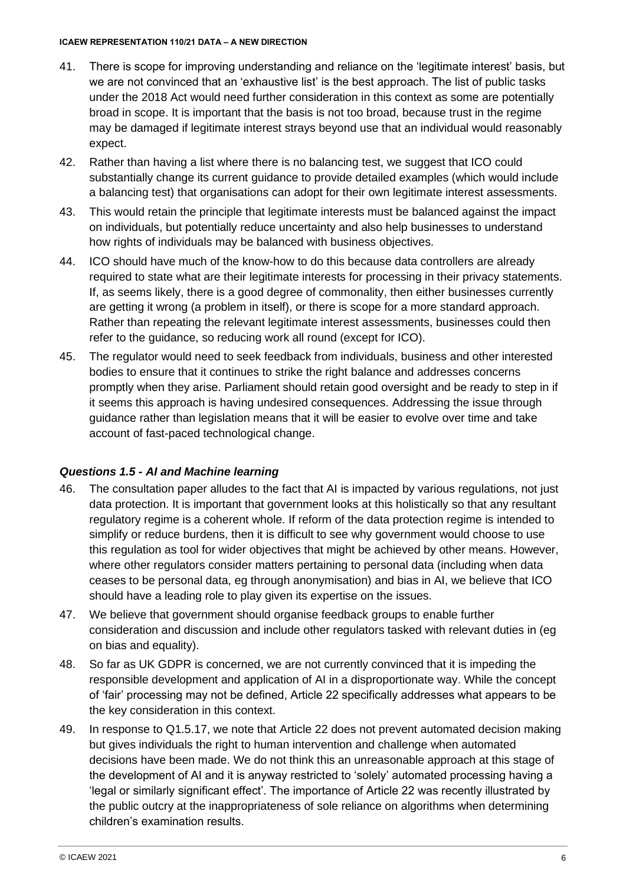41. There is scope for improving understanding and reliance on the 'legitimate interest' basis, but we are not convinced that an 'exhaustive list' is the best approach. The list of public tasks under the 2018 Act would need further consideration in this context as some are potentially broad in scope. It is important that the basis is not too broad, because trust in the regime may be damaged if legitimate interest strays beyond use that an individual would reasonably expect.

42. Rather than having a list where there is no balancing test, we suggest that ICO could substantially change its current guidance to provide detailed examples (which would include a balancing test) that organisations can adopt for their own legitimate interest assessments.

43. This would retain the principle that legitimate interests must be balanced against the impact on individuals, but potentially reduce uncertainty and also help businesses to understand how rights of individuals may be balanced with business objectives.

44. ICO should have much of the know-how to do this because data controllers are already required to state what are their legitimate interests for processing in their privacy statements. If, as seems likely, there is a good degree of commonality, then either businesses currently are getting it wrong (a problem in itself), or there is scope for a more standard approach. Rather than repeating the relevant legitimate interest assessments, businesses could then refer to the guidance, so reducing work all round (except for ICO).

45. The regulator would need to seek feedback from individuals, business and other interested bodies to ensure that it continues to strike the right balance and addresses concerns promptly when they arise. Parliament should retain good oversight and be ready to step in if it seems this approach is having undesired consequences. Addressing the issue through guidance rather than legislation means that it will be easier to evolve over time and take account of fast-paced technological change.

### *Questions 1.5 - AI and Machine learning*

46. The consultation paper alludes to the fact that AI is impacted by various regulations, not just data protection. It is important that government looks at this holistically so that any resultant regulatory regime is a coherent whole. If reform of the data protection regime is intended to simplify or reduce burdens, then it is difficult to see why government would choose to use this regulation as tool for wider objectives that might be achieved by other means. However, where other regulators consider matters pertaining to personal data (including when data ceases to be personal data, eg through anonymisation) and bias in AI, we believe that ICO should have a leading role to play given its expertise on the issues.

47. We believe that government should organise feedback groups to enable further consideration and discussion and include other regulators tasked with relevant duties in (eg on bias and equality).

48. So far as UK GDPR is concerned, we are not currently convinced that it is impeding the responsible development and application of AI in a disproportionate way. While the concept of 'fair' processing may not be defined, Article 22 specifically addresses what appears to be the key consideration in this context.

49. In response to Q1.5.17, we note that Article 22 does not prevent automated decision making but gives individuals the right to human intervention and challenge when automated decisions have been made. We do not think this an unreasonable approach at this stage of the development of AI and it is anyway restricted to 'solely' automated processing having a 'legal or similarly significant effect'. The importance of Article 22 was recently illustrated by the public outcry at the inappropriateness of sole reliance on algorithms when determining children's examination results.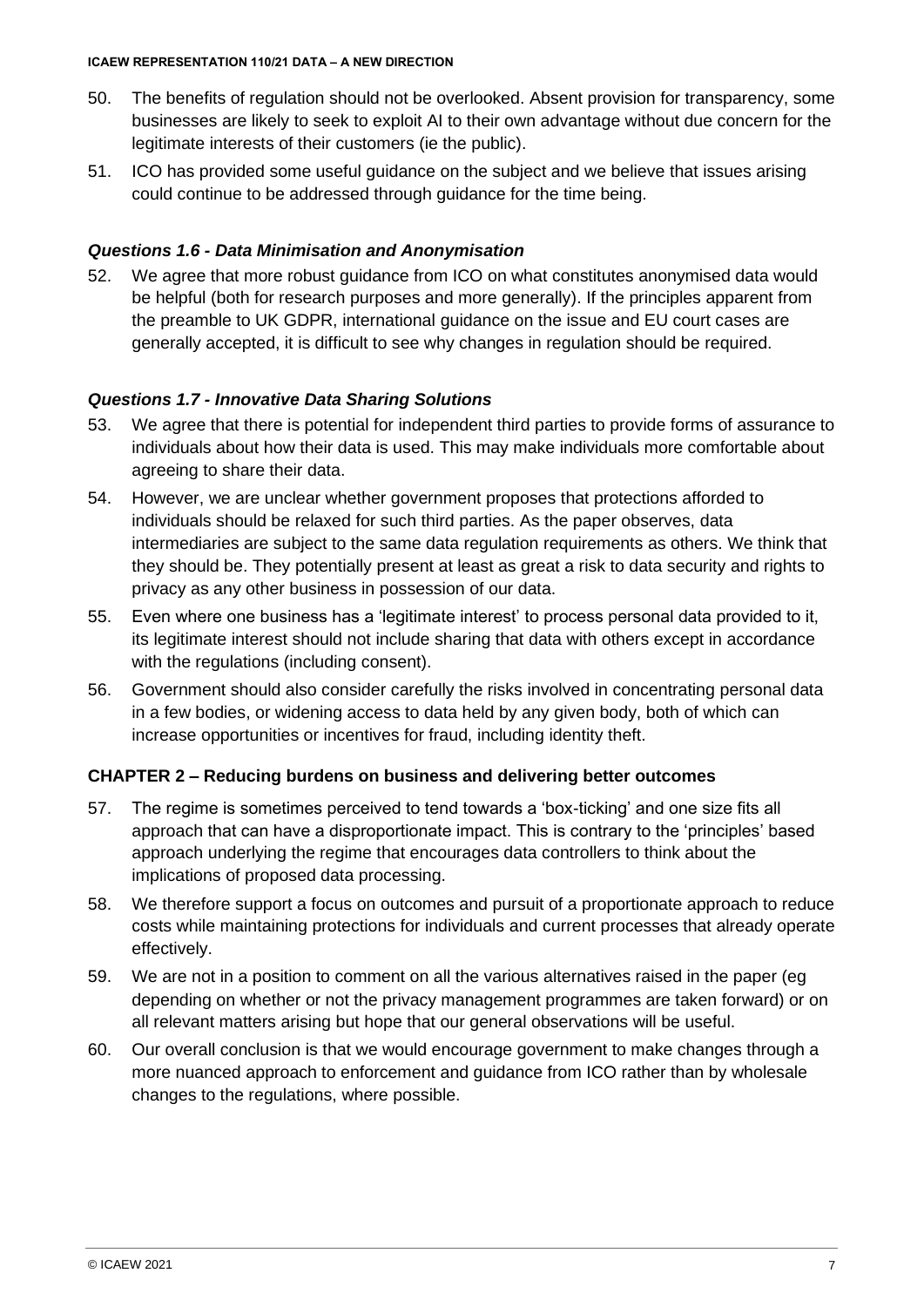50. The benefits of regulation should not be overlooked. Absent provision for transparency, some businesses are likely to seek to exploit AI to their own advantage without due concern for the legitimate interests of their customers (ie the public).

51. ICO has provided some useful guidance on the subject and we believe that issues arising could continue to be addressed through guidance for the time being.

### *Questions 1.6 - Data Minimisation and Anonymisation*

52. We agree that more robust guidance from ICO on what constitutes anonymised data would be helpful (both for research purposes and more generally). If the principles apparent from the preamble to UK GDPR, international guidance on the issue and EU court cases are generally accepted, it is difficult to see why changes in regulation should be required.

### *Questions 1.7 - Innovative Data Sharing Solutions*

53. We agree that there is potential for independent third parties to provide forms of assurance to individuals about how their data is used. This may make individuals more comfortable about agreeing to share their data.

54. However, we are unclear whether government proposes that protections afforded to individuals should be relaxed for such third parties. As the paper observes, data intermediaries are subject to the same data regulation requirements as others. We think that they should be. They potentially present at least as great a risk to data security and rights to privacy as any other business in possession of our data.

55. Even where one business has a 'legitimate interest' to process personal data provided to it, its legitimate interest should not include sharing that data with others except in accordance with the regulations (including consent).

56. Government should also consider carefully the risks involved in concentrating personal data in a few bodies, or widening access to data held by any given body, both of which can increase opportunities or incentives for fraud, including identity theft.

## CHAPTER 2 – Reducing burdens on business and delivering better outcomes

57. The regime is sometimes perceived to tend towards a 'box-ticking' and one size fits all approach that can have a disproportionate impact. This is contrary to the 'principles' based approach underlying the regime that encourages data controllers to think about the implications of proposed data processing.

58. We therefore support a focus on outcomes and pursuit of a proportionate approach to reduce costs while maintaining protections for individuals and current processes that already operate effectively.

59. We are not in a position to comment on all the various alternatives raised in the paper (eg depending on whether or not the privacy management programmes are taken forward) or on all relevant matters arising but hope that our general observations will be useful.

60. Our overall conclusion is that we would encourage government to make changes through a more nuanced approach to enforcement and guidance from ICO rather than by wholesale changes to the regulations, where possible.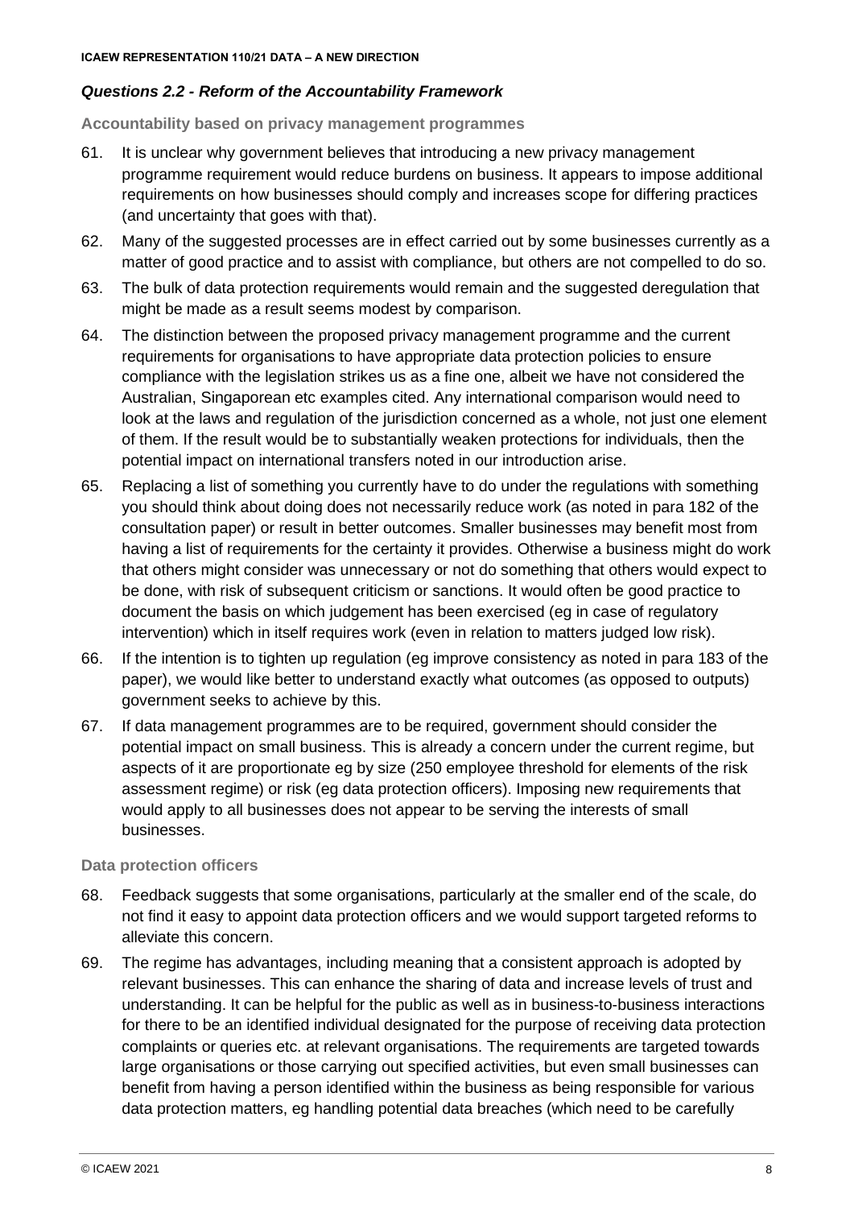### *Questions 2.2 - Reform of the Accountability Framework*

**Accountability based on privacy management programmes**

61. It is unclear why government believes that introducing a new privacy management programme requirement would reduce burdens on business. It appears to impose additional requirements on how businesses should comply and increases scope for differing practices (and uncertainty that goes with that).
62. Many of the suggested processes are in effect carried out by some businesses currently as a matter of good practice and to assist with compliance, but others are not compelled to do so.
63. The bulk of data protection requirements would remain and the suggested deregulation that might be made as a result seems modest by comparison.
64. The distinction between the proposed privacy management programme and the current requirements for organisations to have appropriate data protection policies to ensure compliance with the legislation strikes us as a fine one, albeit we have not considered the Australian, Singaporean etc examples cited. Any international comparison would need to look at the laws and regulation of the jurisdiction concerned as a whole, not just one element of them. If the result would be to substantially weaken protections for individuals, then the potential impact on international transfers noted in our introduction arise.
65. Replacing a list of something you currently have to do under the regulations with something you should think about doing does not necessarily reduce work (as noted in para 182 of the consultation paper) or result in better outcomes. Smaller businesses may benefit most from having a list of requirements for the certainty it provides. Otherwise a business might do work that others might consider was unnecessary or not do something that others would expect to be done, with risk of subsequent criticism or sanctions. It would often be good practice to document the basis on which judgement has been exercised (eg in case of regulatory intervention) which in itself requires work (even in relation to matters judged low risk).
66. If the intention is to tighten up regulation (eg improve consistency as noted in para 183 of the paper), we would like better to understand exactly what outcomes (as opposed to outputs) government seeks to achieve by this.
67. If data management programmes are to be required, government should consider the potential impact on small business. This is already a concern under the current regime, but aspects of it are proportionate eg by size (250 employee threshold for elements of the risk assessment regime) or risk (eg data protection officers). Imposing new requirements that would apply to all businesses does not appear to be serving the interests of small businesses.

**Data protection officers**

68. Feedback suggests that some organisations, particularly at the smaller end of the scale, do not find it easy to appoint data protection officers and we would support targeted reforms to alleviate this concern.
69. The regime has advantages, including meaning that a consistent approach is adopted by relevant businesses. This can enhance the sharing of data and increase levels of trust and understanding. It can be helpful for the public as well as in business-to-business interactions for there to be an identified individual designated for the purpose of receiving data protection complaints or queries etc. at relevant organisations. The requirements are targeted towards large organisations or those carrying out specified activities, but even small businesses can benefit from having a person identified within the business as being responsible for various data protection matters, eg handling potential data breaches (which need to be carefully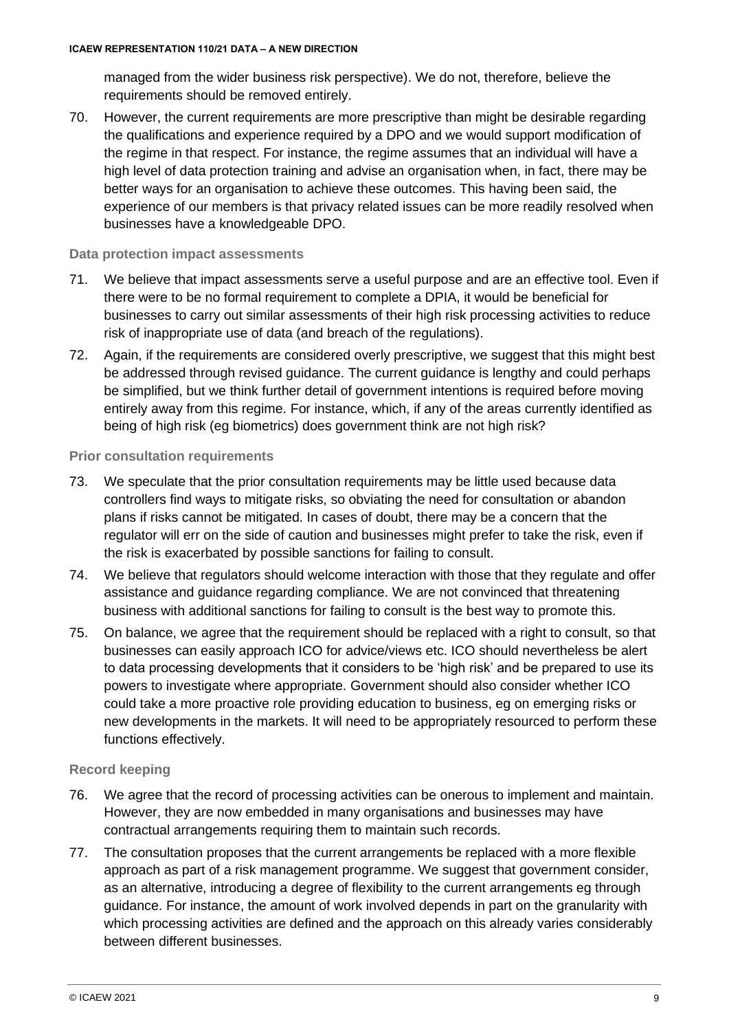managed from the wider business risk perspective). We do not, therefore, believe the requirements should be removed entirely.

70. However, the current requirements are more prescriptive than might be desirable regarding the qualifications and experience required by a DPO and we would support modification of the regime in that respect. For instance, the regime assumes that an individual will have a high level of data protection training and advise an organisation when, in fact, there may be better ways for an organisation to achieve these outcomes. This having been said, the experience of our members is that privacy related issues can be more readily resolved when businesses have a knowledgeable DPO.

### Data protection impact assessments

71. We believe that impact assessments serve a useful purpose and are an effective tool. Even if there were to be no formal requirement to complete a DPIA, it would be beneficial for businesses to carry out similar assessments of their high risk processing activities to reduce risk of inappropriate use of data (and breach of the regulations).

72. Again, if the requirements are considered overly prescriptive, we suggest that this might best be addressed through revised guidance. The current guidance is lengthy and could perhaps be simplified, but we think further detail of government intentions is required before moving entirely away from this regime. For instance, which, if any of the areas currently identified as being of high risk (eg biometrics) does government think are not high risk?

### Prior consultation requirements

73. We speculate that the prior consultation requirements may be little used because data controllers find ways to mitigate risks, so obviating the need for consultation or abandon plans if risks cannot be mitigated. In cases of doubt, there may be a concern that the regulator will err on the side of caution and businesses might prefer to take the risk, even if the risk is exacerbated by possible sanctions for failing to consult.

74. We believe that regulators should welcome interaction with those that they regulate and offer assistance and guidance regarding compliance. We are not convinced that threatening business with additional sanctions for failing to consult is the best way to promote this.

75. On balance, we agree that the requirement should be replaced with a right to consult, so that businesses can easily approach ICO for advice/views etc. ICO should nevertheless be alert to data processing developments that it considers to be 'high risk' and be prepared to use its powers to investigate where appropriate. Government should also consider whether ICO could take a more proactive role providing education to business, eg on emerging risks or new developments in the markets. It will need to be appropriately resourced to perform these functions effectively.

### Record keeping

76. We agree that the record of processing activities can be onerous to implement and maintain. However, they are now embedded in many organisations and businesses may have contractual arrangements requiring them to maintain such records.

77. The consultation proposes that the current arrangements be replaced with a more flexible approach as part of a risk management programme. We suggest that government consider, as an alternative, introducing a degree of flexibility to the current arrangements eg through guidance. For instance, the amount of work involved depends in part on the granularity with which processing activities are defined and the approach on this already varies considerably between different businesses.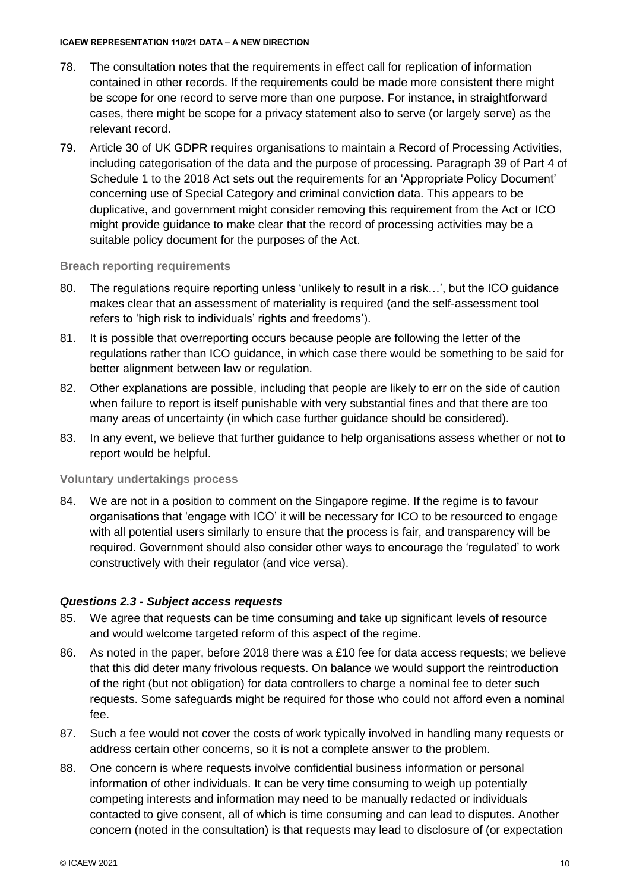78. The consultation notes that the requirements in effect call for replication of information contained in other records. If the requirements could be made more consistent there might be scope for one record to serve more than one purpose. For instance, in straightforward cases, there might be scope for a privacy statement also to serve (or largely serve) as the relevant record.

79. Article 30 of UK GDPR requires organisations to maintain a Record of Processing Activities, including categorisation of the data and the purpose of processing. Paragraph 39 of Part 4 of Schedule 1 to the 2018 Act sets out the requirements for an 'Appropriate Policy Document' concerning use of Special Category and criminal conviction data. This appears to be duplicative, and government might consider removing this requirement from the Act or ICO might provide guidance to make clear that the record of processing activities may be a suitable policy document for the purposes of the Act.

#### Breach reporting requirements

80. The regulations require reporting unless 'unlikely to result in a risk…', but the ICO guidance makes clear that an assessment of materiality is required (and the self-assessment tool refers to 'high risk to individuals' rights and freedoms').

81. It is possible that overreporting occurs because people are following the letter of the regulations rather than ICO guidance, in which case there would be something to be said for better alignment between law or regulation.

82. Other explanations are possible, including that people are likely to err on the side of caution when failure to report is itself punishable with very substantial fines and that there are too many areas of uncertainty (in which case further guidance should be considered).

83. In any event, we believe that further guidance to help organisations assess whether or not to report would be helpful.

#### Voluntary undertakings process

84. We are not in a position to comment on the Singapore regime. If the regime is to favour organisations that 'engage with ICO' it will be necessary for ICO to be resourced to engage with all potential users similarly to ensure that the process is fair, and transparency will be required. Government should also consider other ways to encourage the 'regulated' to work constructively with their regulator (and vice versa).

### *Questions 2.3 - Subject access requests*

85. We agree that requests can be time consuming and take up significant levels of resource and would welcome targeted reform of this aspect of the regime.

86. As noted in the paper, before 2018 there was a £10 fee for data access requests; we believe that this did deter many frivolous requests. On balance we would support the reintroduction of the right (but not obligation) for data controllers to charge a nominal fee to deter such requests. Some safeguards might be required for those who could not afford even a nominal fee.

87. Such a fee would not cover the costs of work typically involved in handling many requests or address certain other concerns, so it is not a complete answer to the problem.

88. One concern is where requests involve confidential business information or personal information of other individuals. It can be very time consuming to weigh up potentially competing interests and information may need to be manually redacted or individuals contacted to give consent, all of which is time consuming and can lead to disputes. Another concern (noted in the consultation) is that requests may lead to disclosure of (or expectation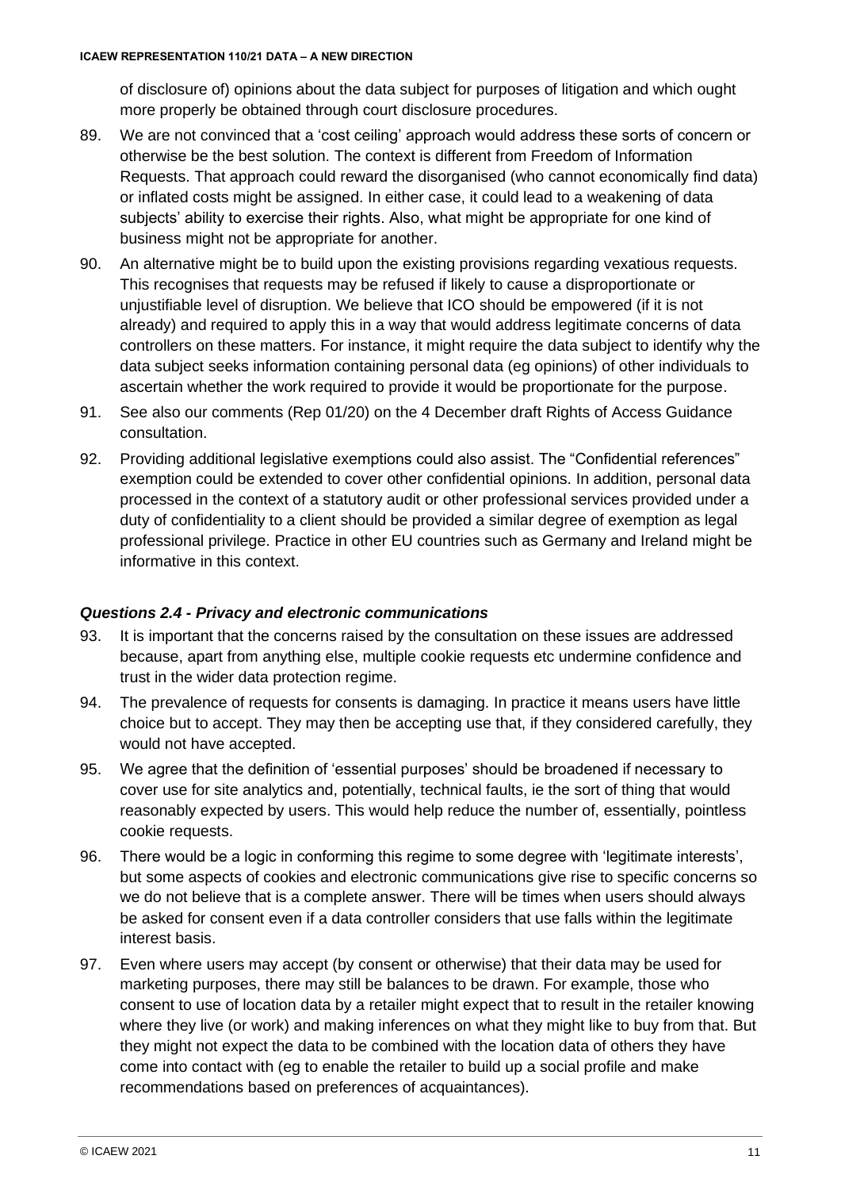of disclosure of) opinions about the data subject for purposes of litigation and which ought more properly be obtained through court disclosure procedures.

89. We are not convinced that a 'cost ceiling' approach would address these sorts of concern or otherwise be the best solution. The context is different from Freedom of Information Requests. That approach could reward the disorganised (who cannot economically find data) or inflated costs might be assigned. In either case, it could lead to a weakening of data subjects' ability to exercise their rights. Also, what might be appropriate for one kind of business might not be appropriate for another.

90. An alternative might be to build upon the existing provisions regarding vexatious requests. This recognises that requests may be refused if likely to cause a disproportionate or unjustifiable level of disruption. We believe that ICO should be empowered (if it is not already) and required to apply this in a way that would address legitimate concerns of data controllers on these matters. For instance, it might require the data subject to identify why the data subject seeks information containing personal data (eg opinions) of other individuals to ascertain whether the work required to provide it would be proportionate for the purpose.

91. See also our comments (Rep 01/20) on the 4 December draft Rights of Access Guidance consultation.

92. Providing additional legislative exemptions could also assist. The "Confidential references" exemption could be extended to cover other confidential opinions. In addition, personal data processed in the context of a statutory audit or other professional services provided under a duty of confidentiality to a client should be provided a similar degree of exemption as legal professional privilege. Practice in other EU countries such as Germany and Ireland might be informative in this context.

### *Questions 2.4 - Privacy and electronic communications*

93. It is important that the concerns raised by the consultation on these issues are addressed because, apart from anything else, multiple cookie requests etc undermine confidence and trust in the wider data protection regime.

94. The prevalence of requests for consents is damaging. In practice it means users have little choice but to accept. They may then be accepting use that, if they considered carefully, they would not have accepted.

95. We agree that the definition of 'essential purposes' should be broadened if necessary to cover use for site analytics and, potentially, technical faults, ie the sort of thing that would reasonably expected by users. This would help reduce the number of, essentially, pointless cookie requests.

96. There would be a logic in conforming this regime to some degree with 'legitimate interests', but some aspects of cookies and electronic communications give rise to specific concerns so we do not believe that is a complete answer. There will be times when users should always be asked for consent even if a data controller considers that use falls within the legitimate interest basis.

97. Even where users may accept (by consent or otherwise) that their data may be used for marketing purposes, there may still be balances to be drawn. For example, those who consent to use of location data by a retailer might expect that to result in the retailer knowing where they live (or work) and making inferences on what they might like to buy from that. But they might not expect the data to be combined with the location data of others they have come into contact with (eg to enable the retailer to build up a social profile and make recommendations based on preferences of acquaintances).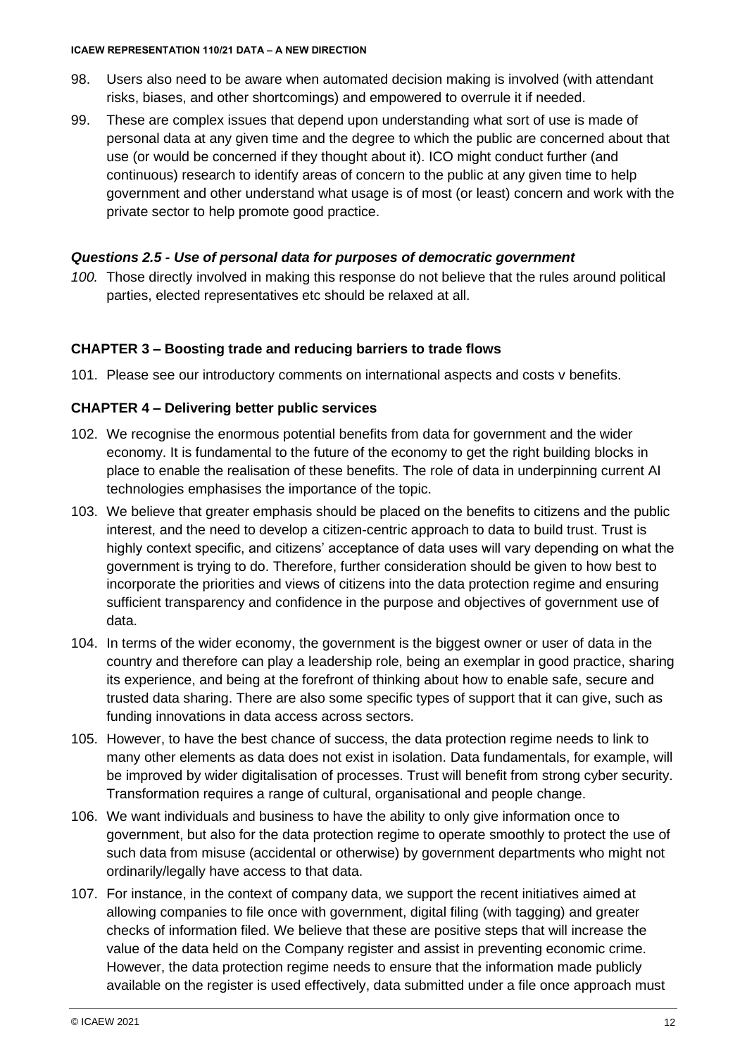98. Users also need to be aware when automated decision making is involved (with attendant risks, biases, and other shortcomings) and empowered to overrule it if needed.

99. These are complex issues that depend upon understanding what sort of use is made of personal data at any given time and the degree to which the public are concerned about that use (or would be concerned if they thought about it). ICO might conduct further (and continuous) research to identify areas of concern to the public at any given time to help government and other understand what usage is of most (or least) concern and work with the private sector to help promote good practice.

### *Questions 2.5 - Use of personal data for purposes of democratic government*

*100.* Those directly involved in making this response do not believe that the rules around political parties, elected representatives etc should be relaxed at all.

### CHAPTER 3 – Boosting trade and reducing barriers to trade flows

101. Please see our introductory comments on international aspects and costs v benefits.

### CHAPTER 4 – Delivering better public services

102. We recognise the enormous potential benefits from data for government and the wider economy. It is fundamental to the future of the economy to get the right building blocks in place to enable the realisation of these benefits. The role of data in underpinning current AI technologies emphasises the importance of the topic.

103. We believe that greater emphasis should be placed on the benefits to citizens and the public interest, and the need to develop a citizen-centric approach to data to build trust. Trust is highly context specific, and citizens' acceptance of data uses will vary depending on what the government is trying to do. Therefore, further consideration should be given to how best to incorporate the priorities and views of citizens into the data protection regime and ensuring sufficient transparency and confidence in the purpose and objectives of government use of data.

104. In terms of the wider economy, the government is the biggest owner or user of data in the country and therefore can play a leadership role, being an exemplar in good practice, sharing its experience, and being at the forefront of thinking about how to enable safe, secure and trusted data sharing. There are also some specific types of support that it can give, such as funding innovations in data access across sectors.

105. However, to have the best chance of success, the data protection regime needs to link to many other elements as data does not exist in isolation. Data fundamentals, for example, will be improved by wider digitalisation of processes. Trust will benefit from strong cyber security. Transformation requires a range of cultural, organisational and people change.

106. We want individuals and business to have the ability to only give information once to government, but also for the data protection regime to operate smoothly to protect the use of such data from misuse (accidental or otherwise) by government departments who might not ordinarily/legally have access to that data.

107. For instance, in the context of company data, we support the recent initiatives aimed at allowing companies to file once with government, digital filing (with tagging) and greater checks of information filed. We believe that these are positive steps that will increase the value of the data held on the Company register and assist in preventing economic crime. However, the data protection regime needs to ensure that the information made publicly available on the register is used effectively, data submitted under a file once approach must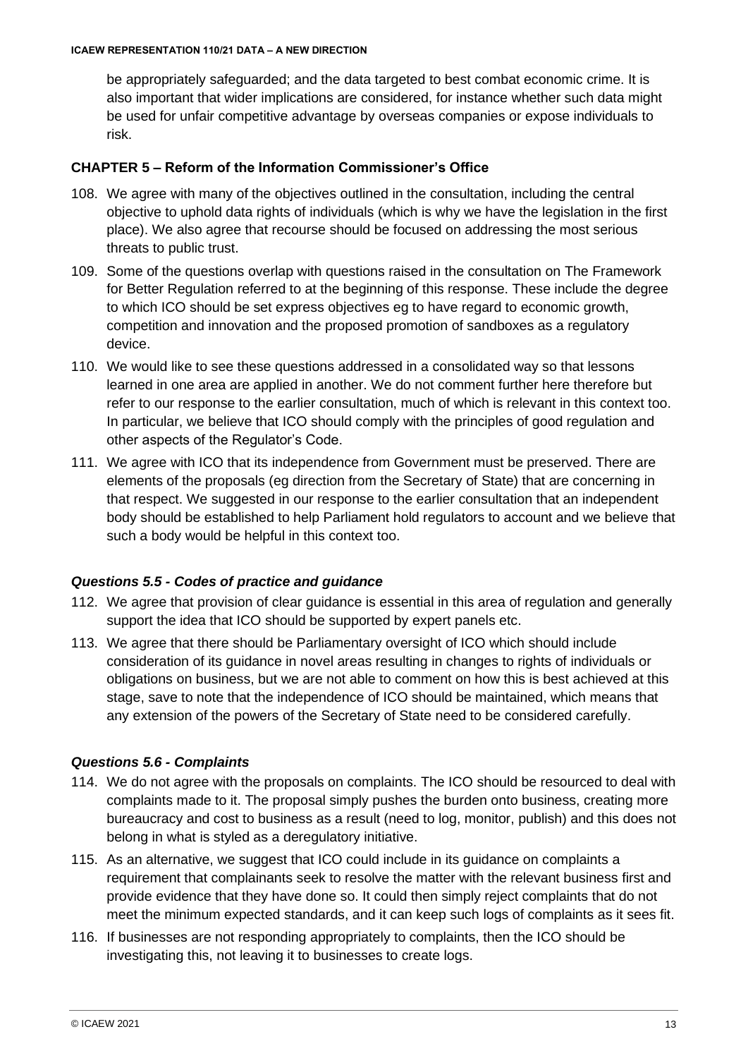be appropriately safeguarded; and the data targeted to best combat economic crime. It is also important that wider implications are considered, for instance whether such data might be used for unfair competitive advantage by overseas companies or expose individuals to risk.

## CHAPTER 5 – Reform of the Information Commissioner's Office

108. We agree with many of the objectives outlined in the consultation, including the central objective to uphold data rights of individuals (which is why we have the legislation in the first place). We also agree that recourse should be focused on addressing the most serious threats to public trust.

109. Some of the questions overlap with questions raised in the consultation on The Framework for Better Regulation referred to at the beginning of this response. These include the degree to which ICO should be set express objectives eg to have regard to economic growth, competition and innovation and the proposed promotion of sandboxes as a regulatory device.

110. We would like to see these questions addressed in a consolidated way so that lessons learned in one area are applied in another. We do not comment further here therefore but refer to our response to the earlier consultation, much of which is relevant in this context too. In particular, we believe that ICO should comply with the principles of good regulation and other aspects of the Regulator's Code.

111. We agree with ICO that its independence from Government must be preserved. There are elements of the proposals (eg direction from the Secretary of State) that are concerning in that respect. We suggested in our response to the earlier consultation that an independent body should be established to help Parliament hold regulators to account and we believe that such a body would be helpful in this context too.

### *Questions 5.5 - Codes of practice and guidance*

112. We agree that provision of clear guidance is essential in this area of regulation and generally support the idea that ICO should be supported by expert panels etc.

113. We agree that there should be Parliamentary oversight of ICO which should include consideration of its guidance in novel areas resulting in changes to rights of individuals or obligations on business, but we are not able to comment on how this is best achieved at this stage, save to note that the independence of ICO should be maintained, which means that any extension of the powers of the Secretary of State need to be considered carefully.

### *Questions 5.6 - Complaints*

114. We do not agree with the proposals on complaints. The ICO should be resourced to deal with complaints made to it. The proposal simply pushes the burden onto business, creating more bureaucracy and cost to business as a result (need to log, monitor, publish) and this does not belong in what is styled as a deregulatory initiative.

115. As an alternative, we suggest that ICO could include in its guidance on complaints a requirement that complainants seek to resolve the matter with the relevant business first and provide evidence that they have done so. It could then simply reject complaints that do not meet the minimum expected standards, and it can keep such logs of complaints as it sees fit.

116. If businesses are not responding appropriately to complaints, then the ICO should be investigating this, not leaving it to businesses to create logs.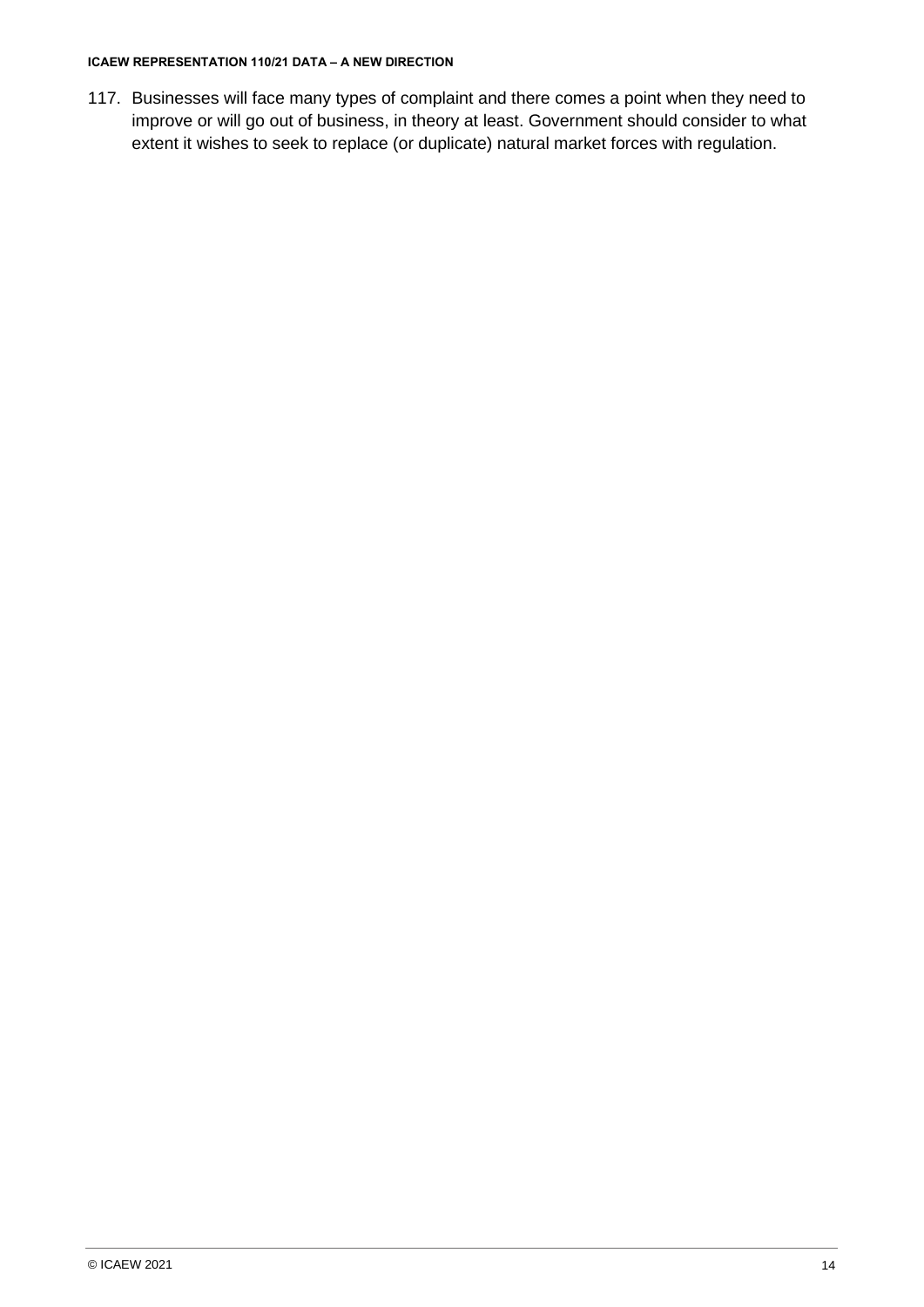117. Businesses will face many types of complaint and there comes a point when they need to improve or will go out of business, in theory at least. Government should consider to what extent it wishes to seek to replace (or duplicate) natural market forces with regulation.